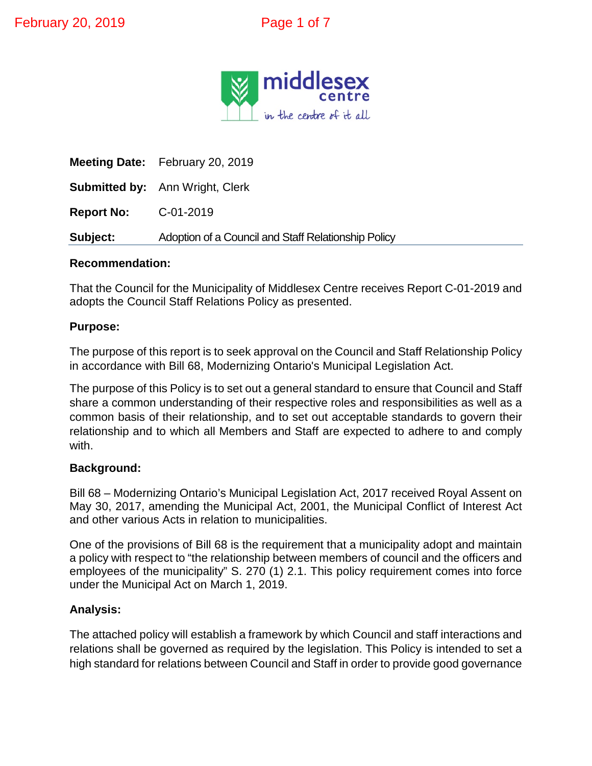**Meeting Date:** February 20, 2019

**Submitted by:** Ann Wright, Clerk

**Report No:** C-01-2019

**Subject:** Adoption of a Council and Staff Relationship Policy

## Recommendation:

That the Council for the Municipality of Middlesex Centre receives Report C-01-2019 and adopts the Council Staff Relations Policy as presented.

## Purpose:

The purpose of this report is to seek approval on the Council and Staff Relationship Policy in accordance with Bill 68, Modernizing Ontario's Municipal Legislation Act.

The purpose of this Policy is to set out a general standard to ensure that Council and Staff share a common understanding of their respective roles and responsibilities as well as a common basis of their relationship, and to set out acceptable standards to govern their relationship and to which all Members and Staff are expected to adhere to and comply with.

## Background:

Bill 68 – Modernizing Ontario's Municipal Legislation Act, 2017 received Royal Assent on May 30, 2017, amending the Municipal Act, 2001, the Municipal Conflict of Interest Act and other various Acts in relation to municipalities.

One of the provisions of Bill 68 is the requirement that a municipality adopt and maintain a policy with respect to "the relationship between members of council and the officers and employees of the municipality" S. 270 (1) 2.1. This policy requirement comes into force under the Municipal Act on March 1, 2019.

## Analysis:

The attached policy will establish a framework by which Council and staff interactions and relations shall be governed as required by the legislation. This Policy is intended to set a high standard for relations between Council and Staff in order to provide good governance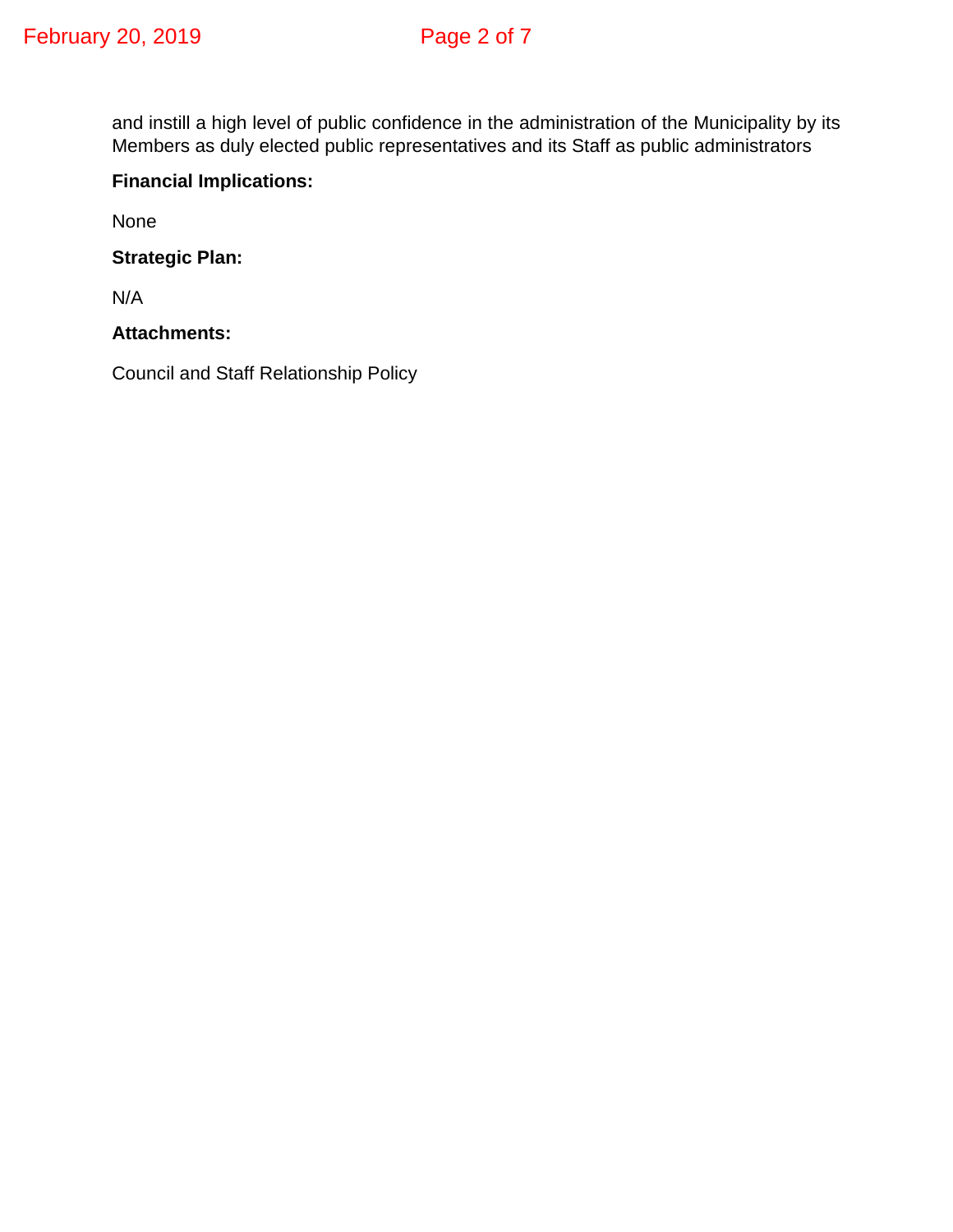and instill a high level of public confidence in the administration of the Municipality by its Members as duly elected public representatives and its Staff as public administrators

**Financial Implications:**

None

**Strategic Plan:**

N/A

**Attachments:**

Council and Staff Relationship Policy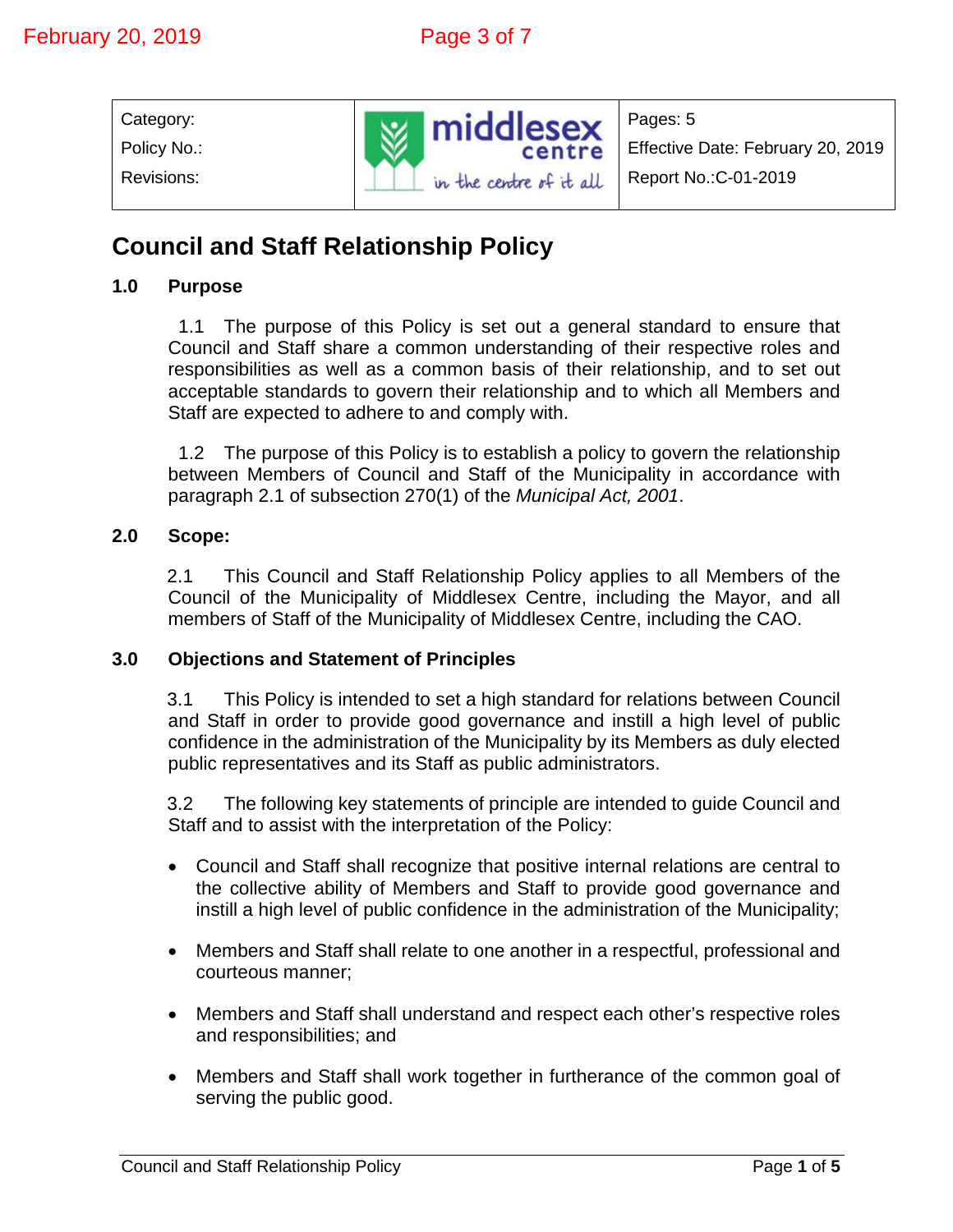| Category:<br>Policy No.:<br>Revisions: | middlesex centre<br>in the centre of it all | Pages: 5<br>Effective Date: February 20, 2019<br>Report No.:C-01-2019 |
|---|---|---|

# Council and Staff Relationship Policy

## 1.0 Purpose

1.1 The purpose of this Policy is set out a general standard to ensure that Council and Staff share a common understanding of their respective roles and responsibilities as well as a common basis of their relationship, and to set out acceptable standards to govern their relationship and to which all Members and Staff are expected to adhere to and comply with.

1.2 The purpose of this Policy is to establish a policy to govern the relationship between Members of Council and Staff of the Municipality in accordance with paragraph 2.1 of subsection 270(1) of the *Municipal Act, 2001*.

## 2.0 Scope:

2.1 This Council and Staff Relationship Policy applies to all Members of the Council of the Municipality of Middlesex Centre, including the Mayor, and all members of Staff of the Municipality of Middlesex Centre, including the CAO.

## 3.0 Objections and Statement of Principles

3.1 This Policy is intended to set a high standard for relations between Council and Staff in order to provide good governance and instill a high level of public confidence in the administration of the Municipality by its Members as duly elected public representatives and its Staff as public administrators.

3.2 The following key statements of principle are intended to guide Council and Staff and to assist with the interpretation of the Policy:

- Council and Staff shall recognize that positive internal relations are central to the collective ability of Members and Staff to provide good governance and instill a high level of public confidence in the administration of the Municipality;
- Members and Staff shall relate to one another in a respectful, professional and courteous manner;
- Members and Staff shall understand and respect each other's respective roles and responsibilities; and
- Members and Staff shall work together in furtherance of the common goal of serving the public good.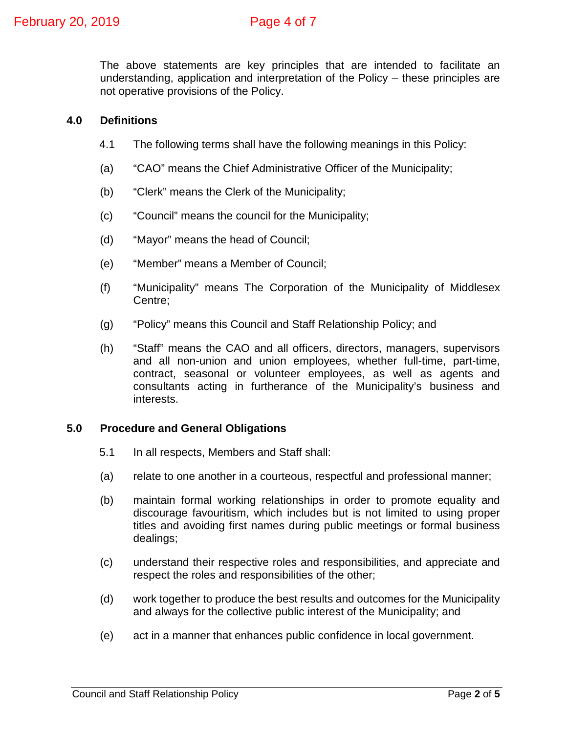The above statements are key principles that are intended to facilitate an understanding, application and interpretation of the Policy – these principles are not operative provisions of the Policy.

## 4.0 Definitions

4.1 The following terms shall have the following meanings in this Policy:

(a) "CAO" means the Chief Administrative Officer of the Municipality;

(b) "Clerk" means the Clerk of the Municipality;

(c) "Council" means the council for the Municipality;

(d) "Mayor" means the head of Council;

(e) "Member" means a Member of Council;

(f) "Municipality" means The Corporation of the Municipality of Middlesex Centre;

(g) "Policy" means this Council and Staff Relationship Policy; and

(h) "Staff" means the CAO and all officers, directors, managers, supervisors and all non-union and union employees, whether full-time, part-time, contract, seasonal or volunteer employees, as well as agents and consultants acting in furtherance of the Municipality's business and interests.

## 5.0 Procedure and General Obligations

5.1 In all respects, Members and Staff shall:

(a) relate to one another in a courteous, respectful and professional manner;

(b) maintain formal working relationships in order to promote equality and discourage favouritism, which includes but is not limited to using proper titles and avoiding first names during public meetings or formal business dealings;

(c) understand their respective roles and responsibilities, and appreciate and respect the roles and responsibilities of the other;

(d) work together to produce the best results and outcomes for the Municipality and always for the collective public interest of the Municipality; and

(e) act in a manner that enhances public confidence in local government.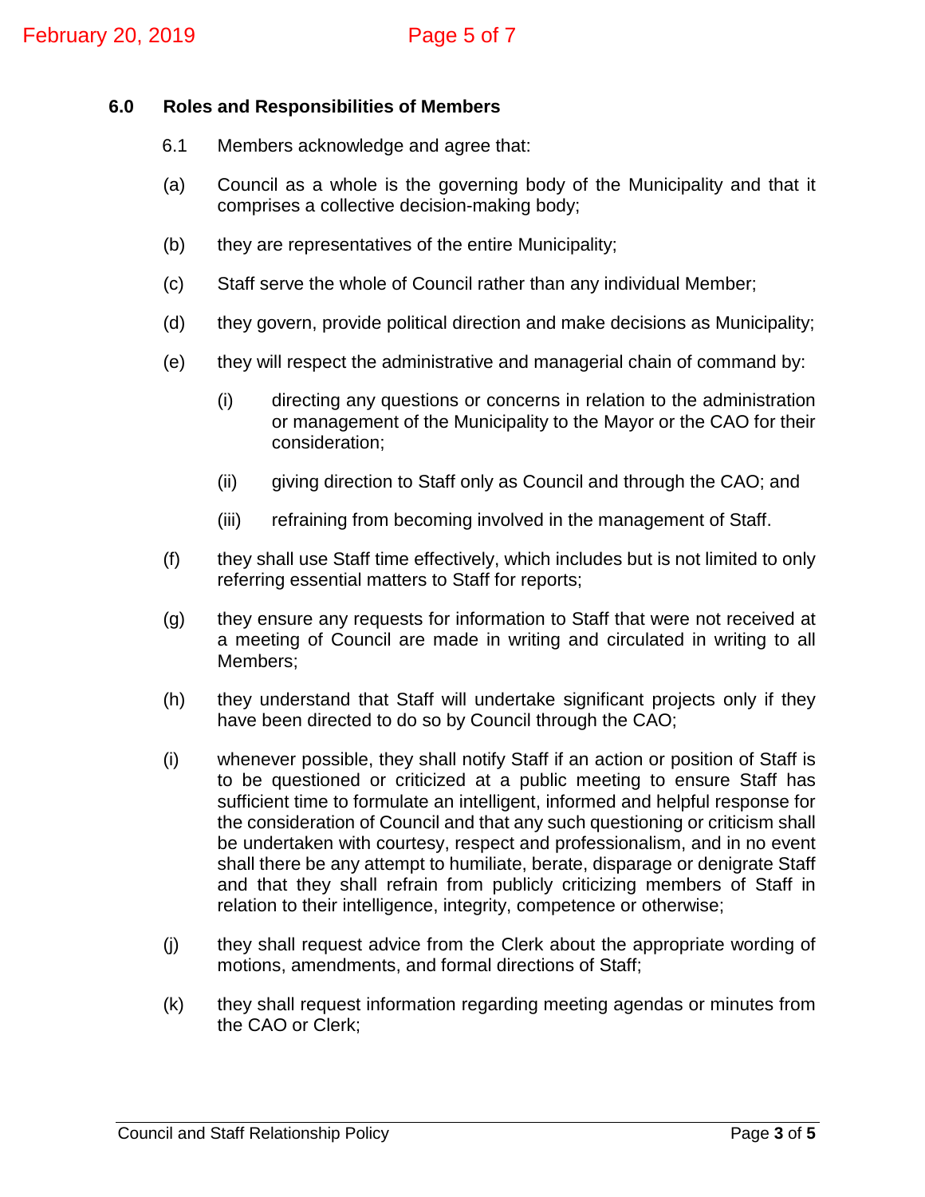## 6.0 Roles and Responsibilities of Members

6.1 Members acknowledge and agree that:

(a) Council as a whole is the governing body of the Municipality and that it comprises a collective decision-making body;

(b) they are representatives of the entire Municipality;

(c) Staff serve the whole of Council rather than any individual Member;

(d) they govern, provide political direction and make decisions as Municipality;

(e) they will respect the administrative and managerial chain of command by:

  (i) directing any questions or concerns in relation to the administration or management of the Municipality to the Mayor or the CAO for their consideration;

  (ii) giving direction to Staff only as Council and through the CAO; and

  (iii) refraining from becoming involved in the management of Staff.

(f) they shall use Staff time effectively, which includes but is not limited to only referring essential matters to Staff for reports;

(g) they ensure any requests for information to Staff that were not received at a meeting of Council are made in writing and circulated in writing to all Members;

(h) they understand that Staff will undertake significant projects only if they have been directed to do so by Council through the CAO;

(i) whenever possible, they shall notify Staff if an action or position of Staff is to be questioned or criticized at a public meeting to ensure Staff has sufficient time to formulate an intelligent, informed and helpful response for the consideration of Council and that any such questioning or criticism shall be undertaken with courtesy, respect and professionalism, and in no event shall there be any attempt to humiliate, berate, disparage or denigrate Staff and that they shall refrain from publicly criticizing members of Staff in relation to their intelligence, integrity, competence or otherwise;

(j) they shall request advice from the Clerk about the appropriate wording of motions, amendments, and formal directions of Staff;

(k) they shall request information regarding meeting agendas or minutes from the CAO or Clerk;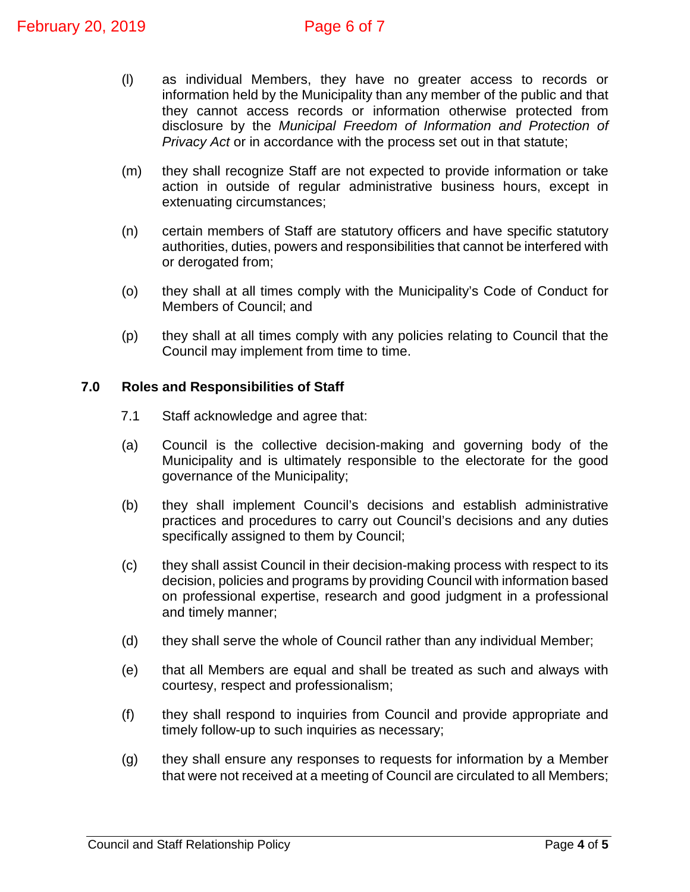(l) as individual Members, they have no greater access to records or information held by the Municipality than any member of the public and that they cannot access records or information otherwise protected from disclosure by the *Municipal Freedom of Information and Protection of Privacy Act* or in accordance with the process set out in that statute;

(m) they shall recognize Staff are not expected to provide information or take action in outside of regular administrative business hours, except in extenuating circumstances;

(n) certain members of Staff are statutory officers and have specific statutory authorities, duties, powers and responsibilities that cannot be interfered with or derogated from;

(o) they shall at all times comply with the Municipality's Code of Conduct for Members of Council; and

(p) they shall at all times comply with any policies relating to Council that the Council may implement from time to time.

## 7.0 Roles and Responsibilities of Staff

7.1 Staff acknowledge and agree that:

(a) Council is the collective decision-making and governing body of the Municipality and is ultimately responsible to the electorate for the good governance of the Municipality;

(b) they shall implement Council's decisions and establish administrative practices and procedures to carry out Council's decisions and any duties specifically assigned to them by Council;

(c) they shall assist Council in their decision-making process with respect to its decision, policies and programs by providing Council with information based on professional expertise, research and good judgment in a professional and timely manner;

(d) they shall serve the whole of Council rather than any individual Member;

(e) that all Members are equal and shall be treated as such and always with courtesy, respect and professionalism;

(f) they shall respond to inquiries from Council and provide appropriate and timely follow-up to such inquiries as necessary;

(g) they shall ensure any responses to requests for information by a Member that were not received at a meeting of Council are circulated to all Members;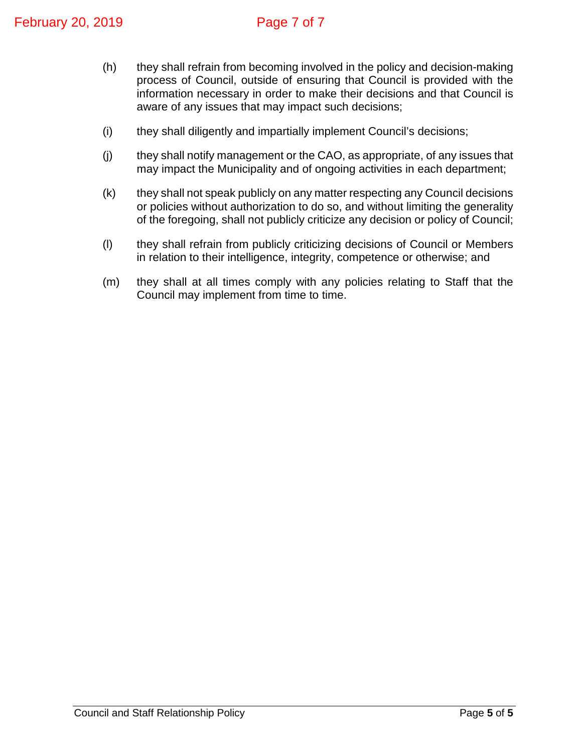(h) they shall refrain from becoming involved in the policy and decision-making process of Council, outside of ensuring that Council is provided with the information necessary in order to make their decisions and that Council is aware of any issues that may impact such decisions;

(i) they shall diligently and impartially implement Council's decisions;

(j) they shall notify management or the CAO, as appropriate, of any issues that may impact the Municipality and of ongoing activities in each department;

(k) they shall not speak publicly on any matter respecting any Council decisions or policies without authorization to do so, and without limiting the generality of the foregoing, shall not publicly criticize any decision or policy of Council;

(l) they shall refrain from publicly criticizing decisions of Council or Members in relation to their intelligence, integrity, competence or otherwise; and

(m) they shall at all times comply with any policies relating to Staff that the Council may implement from time to time.